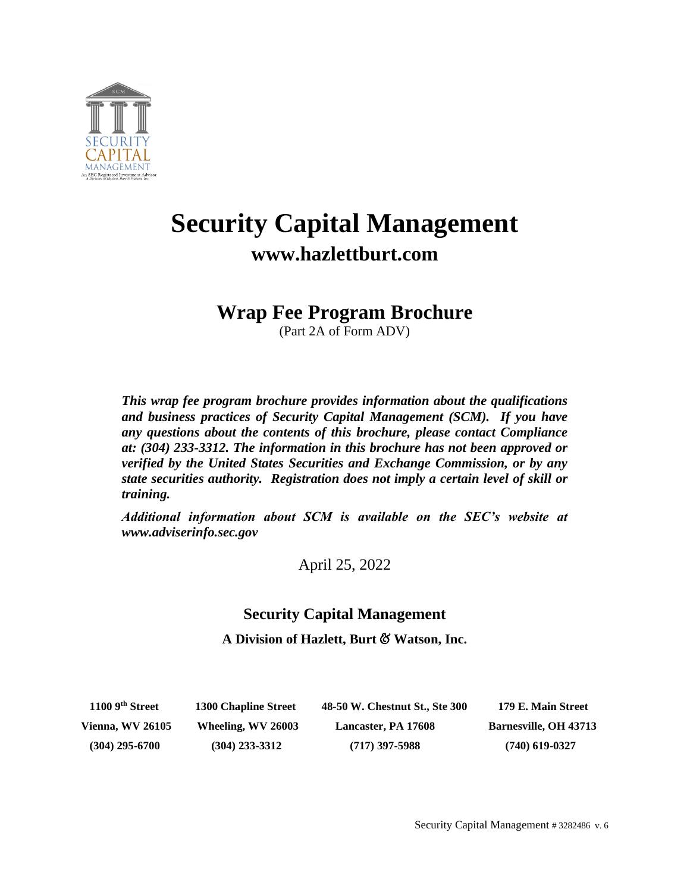# Security Capital Management

## www.hazlettburt.com

## Wrap Fee Program Brochure

(Part 2A of Form ADV)

***This wrap fee program brochure provides information about the qualifications and business practices of Security Capital Management (SCM). If you have any questions about the contents of this brochure, please contact Compliance at: (304) 233-3312. The information in this brochure has not been approved or verified by the United States Securities and Exchange Commission, or by any state securities authority. Registration does not imply a certain level of skill or training.***

***Additional information about SCM is available on the SEC's website at www.adviserinfo.sec.gov***

April 25, 2022

**Security Capital Management**

**A Division of Hazlett, Burt & Watson, Inc.**

| 1100 9th Street | 1300 Chapline Street | 48-50 W. Chestnut St., Ste 300 | 179 E. Main Street |
|---|---|---|---|
| Vienna, WV 26105 | Wheeling, WV 26003 | Lancaster, PA 17608 | Barnesville, OH 43713 |
| (304) 295-6700 | (304) 233-3312 | (717) 397-5988 | (740) 619-0327 |

Security Capital Management # 3282486 v. 6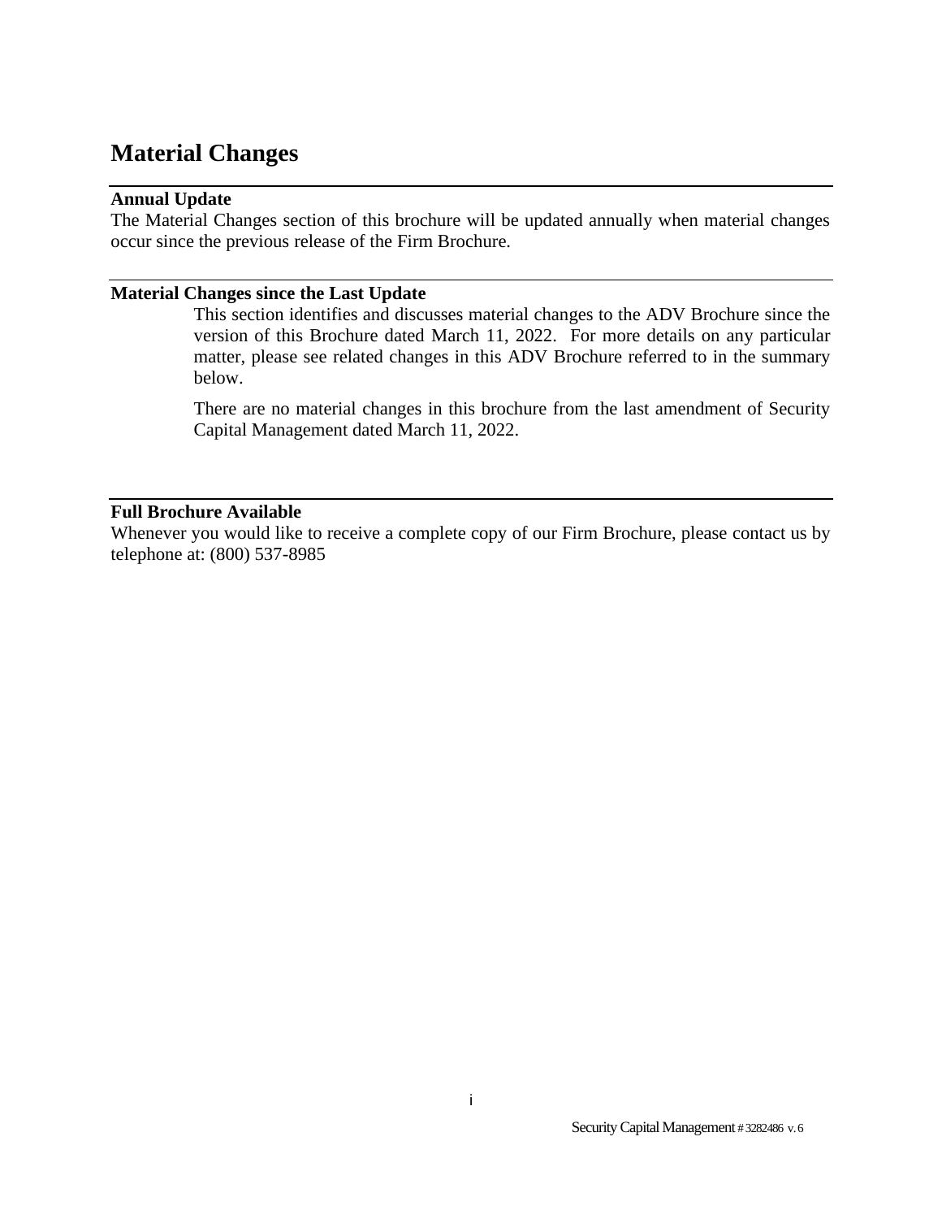# Material Changes

**Annual Update**

The Material Changes section of this brochure will be updated annually when material changes occur since the previous release of the Firm Brochure.

**Material Changes since the Last Update**

This section identifies and discusses material changes to the ADV Brochure since the version of this Brochure dated March 11, 2022. For more details on any particular matter, please see related changes in this ADV Brochure referred to in the summary below.

There are no material changes in this brochure from the last amendment of Security Capital Management dated March 11, 2022.

**Full Brochure Available**

Whenever you would like to receive a complete copy of our Firm Brochure, please contact us by telephone at: (800) 537-8985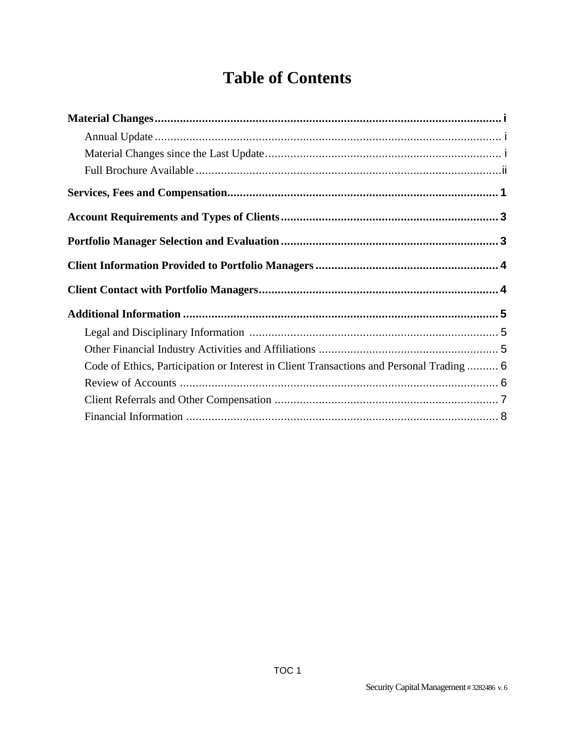# Table of Contents

**Material Changes** ..... i

- Annual Update ..... i
- Material Changes since the Last Update ..... i
- Full Brochure Available ..... ii

**Services, Fees and Compensation** ..... 1

**Account Requirements and Types of Clients** ..... 3

**Portfolio Manager Selection and Evaluation** ..... 3

**Client Information Provided to Portfolio Managers** ..... 4

**Client Contact with Portfolio Managers** ..... 4

**Additional Information** ..... 5

- Legal and Disciplinary Information ..... 5
- Other Financial Industry Activities and Affiliations ..... 5
- Code of Ethics, Participation or Interest in Client Transactions and Personal Trading ..... 6
- Review of Accounts ..... 6
- Client Referrals and Other Compensation ..... 7
- Financial Information ..... 8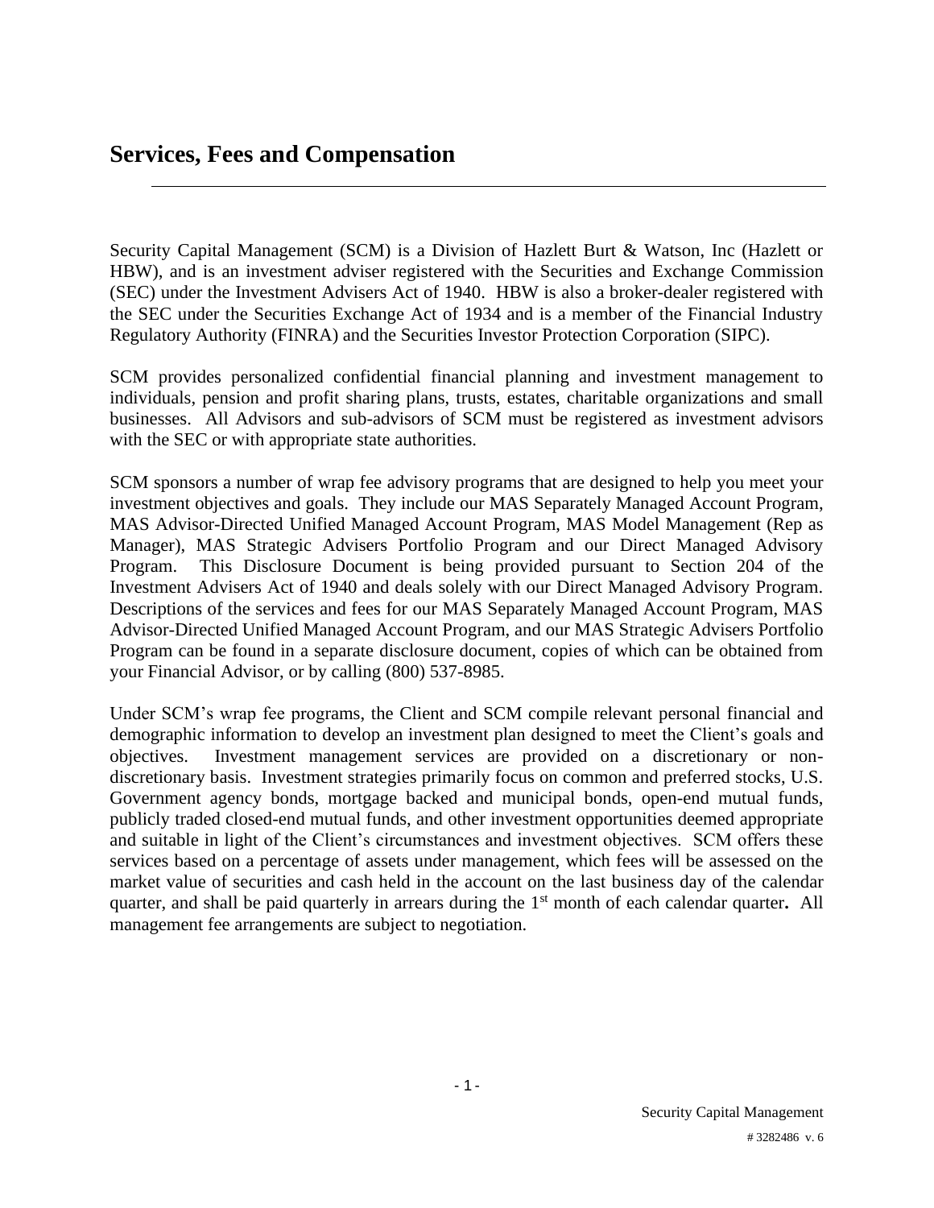## Services, Fees and Compensation

Security Capital Management (SCM) is a Division of Hazlett Burt & Watson, Inc (Hazlett or HBW), and is an investment adviser registered with the Securities and Exchange Commission (SEC) under the Investment Advisers Act of 1940. HBW is also a broker-dealer registered with the SEC under the Securities Exchange Act of 1934 and is a member of the Financial Industry Regulatory Authority (FINRA) and the Securities Investor Protection Corporation (SIPC).

SCM provides personalized confidential financial planning and investment management to individuals, pension and profit sharing plans, trusts, estates, charitable organizations and small businesses. All Advisors and sub-advisors of SCM must be registered as investment advisors with the SEC or with appropriate state authorities.

SCM sponsors a number of wrap fee advisory programs that are designed to help you meet your investment objectives and goals. They include our MAS Separately Managed Account Program, MAS Advisor-Directed Unified Managed Account Program, MAS Model Management (Rep as Manager), MAS Strategic Advisers Portfolio Program and our Direct Managed Advisory Program. This Disclosure Document is being provided pursuant to Section 204 of the Investment Advisers Act of 1940 and deals solely with our Direct Managed Advisory Program. Descriptions of the services and fees for our MAS Separately Managed Account Program, MAS Advisor-Directed Unified Managed Account Program, and our MAS Strategic Advisers Portfolio Program can be found in a separate disclosure document, copies of which can be obtained from your Financial Advisor, or by calling (800) 537-8985.

Under SCM's wrap fee programs, the Client and SCM compile relevant personal financial and demographic information to develop an investment plan designed to meet the Client's goals and objectives. Investment management services are provided on a discretionary or non-discretionary basis. Investment strategies primarily focus on common and preferred stocks, U.S. Government agency bonds, mortgage backed and municipal bonds, open-end mutual funds, publicly traded closed-end mutual funds, and other investment opportunities deemed appropriate and suitable in light of the Client's circumstances and investment objectives. SCM offers these services based on a percentage of assets under management, which fees will be assessed on the market value of securities and cash held in the account on the last business day of the calendar quarter, and shall be paid quarterly in arrears during the 1st month of each calendar quarter**.** All management fee arrangements are subject to negotiation.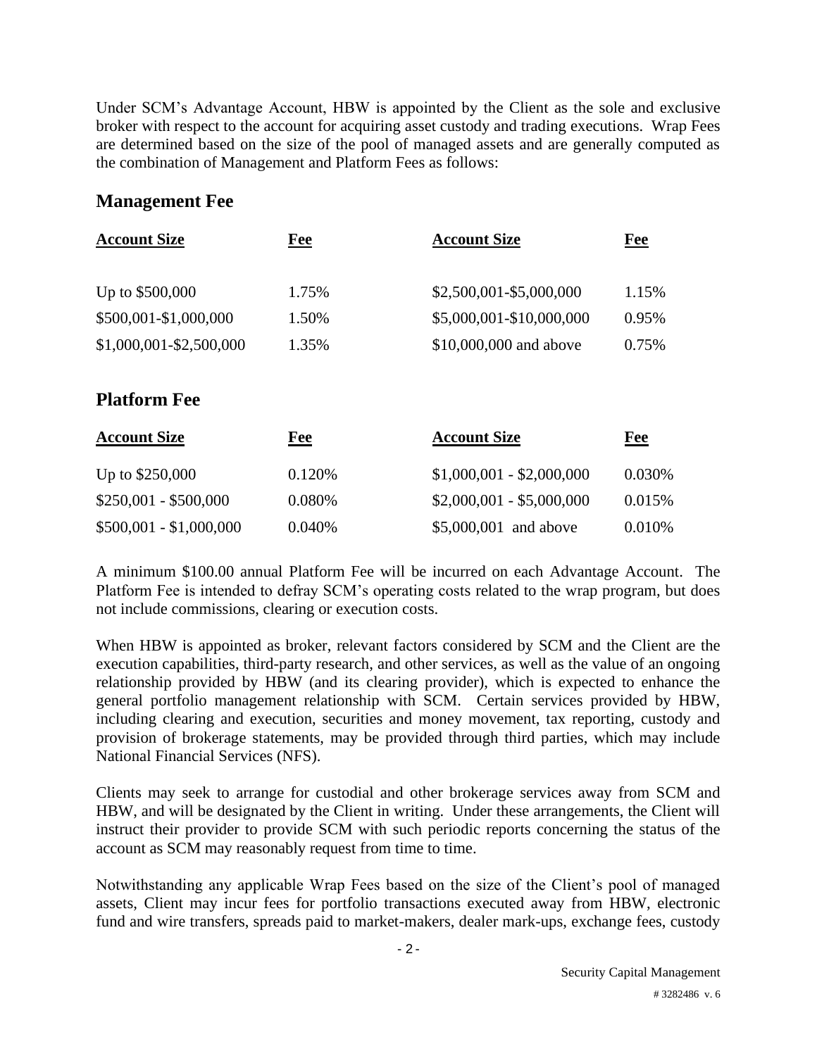Under SCM's Advantage Account, HBW is appointed by the Client as the sole and exclusive broker with respect to the account for acquiring asset custody and trading executions. Wrap Fees are determined based on the size of the pool of managed assets and are generally computed as the combination of Management and Platform Fees as follows:

## Management Fee

| Account Size | Fee | Account Size | Fee |
|---|---|---|---|
| Up to $500,000 | 1.75% | $2,500,001-$5,000,000 | 1.15% |
| $500,001-$1,000,000 | 1.50% | $5,000,001-$10,000,000 | 0.95% |
| $1,000,001-$2,500,000 | 1.35% | $10,000,000 and above | 0.75% |

## Platform Fee

| Account Size | Fee | Account Size | Fee |
|---|---|---|---|
| Up to $250,000 | 0.120% | $1,000,001 - $2,000,000 | 0.030% |
| $250,001 - $500,000 | 0.080% | $2,000,001 - $5,000,000 | 0.015% |
| $500,001 - $1,000,000 | 0.040% | $5,000,001 and above | 0.010% |

A minimum $100.00 annual Platform Fee will be incurred on each Advantage Account. The Platform Fee is intended to defray SCM's operating costs related to the wrap program, but does not include commissions, clearing or execution costs.

When HBW is appointed as broker, relevant factors considered by SCM and the Client are the execution capabilities, third-party research, and other services, as well as the value of an ongoing relationship provided by HBW (and its clearing provider), which is expected to enhance the general portfolio management relationship with SCM. Certain services provided by HBW, including clearing and execution, securities and money movement, tax reporting, custody and provision of brokerage statements, may be provided through third parties, which may include National Financial Services (NFS).

Clients may seek to arrange for custodial and other brokerage services away from SCM and HBW, and will be designated by the Client in writing. Under these arrangements, the Client will instruct their provider to provide SCM with such periodic reports concerning the status of the account as SCM may reasonably request from time to time.

Notwithstanding any applicable Wrap Fees based on the size of the Client's pool of managed assets, Client may incur fees for portfolio transactions executed away from HBW, electronic fund and wire transfers, spreads paid to market-makers, dealer mark-ups, exchange fees, custody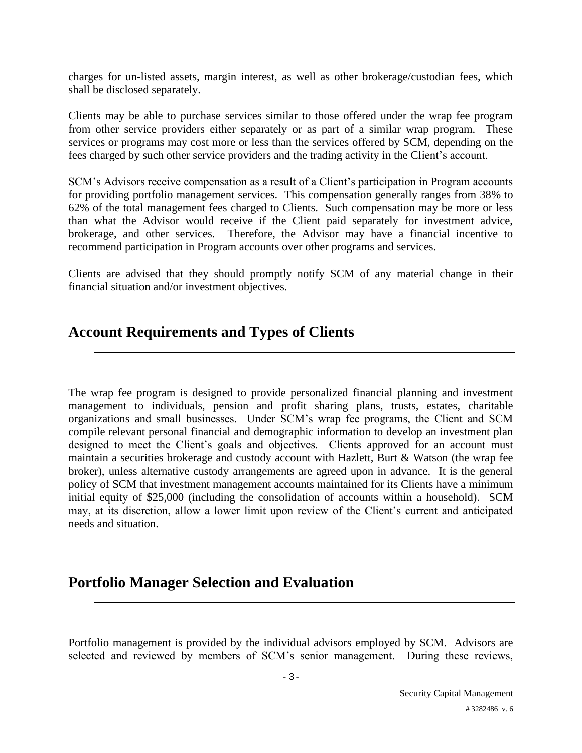charges for un-listed assets, margin interest, as well as other brokerage/custodian fees, which shall be disclosed separately.

Clients may be able to purchase services similar to those offered under the wrap fee program from other service providers either separately or as part of a similar wrap program. These services or programs may cost more or less than the services offered by SCM, depending on the fees charged by such other service providers and the trading activity in the Client's account.

SCM's Advisors receive compensation as a result of a Client's participation in Program accounts for providing portfolio management services. This compensation generally ranges from 38% to 62% of the total management fees charged to Clients. Such compensation may be more or less than what the Advisor would receive if the Client paid separately for investment advice, brokerage, and other services. Therefore, the Advisor may have a financial incentive to recommend participation in Program accounts over other programs and services.

Clients are advised that they should promptly notify SCM of any material change in their financial situation and/or investment objectives.

## Account Requirements and Types of Clients

The wrap fee program is designed to provide personalized financial planning and investment management to individuals, pension and profit sharing plans, trusts, estates, charitable organizations and small businesses. Under SCM's wrap fee programs, the Client and SCM compile relevant personal financial and demographic information to develop an investment plan designed to meet the Client's goals and objectives. Clients approved for an account must maintain a securities brokerage and custody account with Hazlett, Burt & Watson (the wrap fee broker), unless alternative custody arrangements are agreed upon in advance. It is the general policy of SCM that investment management accounts maintained for its Clients have a minimum initial equity of $25,000 (including the consolidation of accounts within a household). SCM may, at its discretion, allow a lower limit upon review of the Client's current and anticipated needs and situation.

## Portfolio Manager Selection and Evaluation

Portfolio management is provided by the individual advisors employed by SCM. Advisors are selected and reviewed by members of SCM's senior management. During these reviews,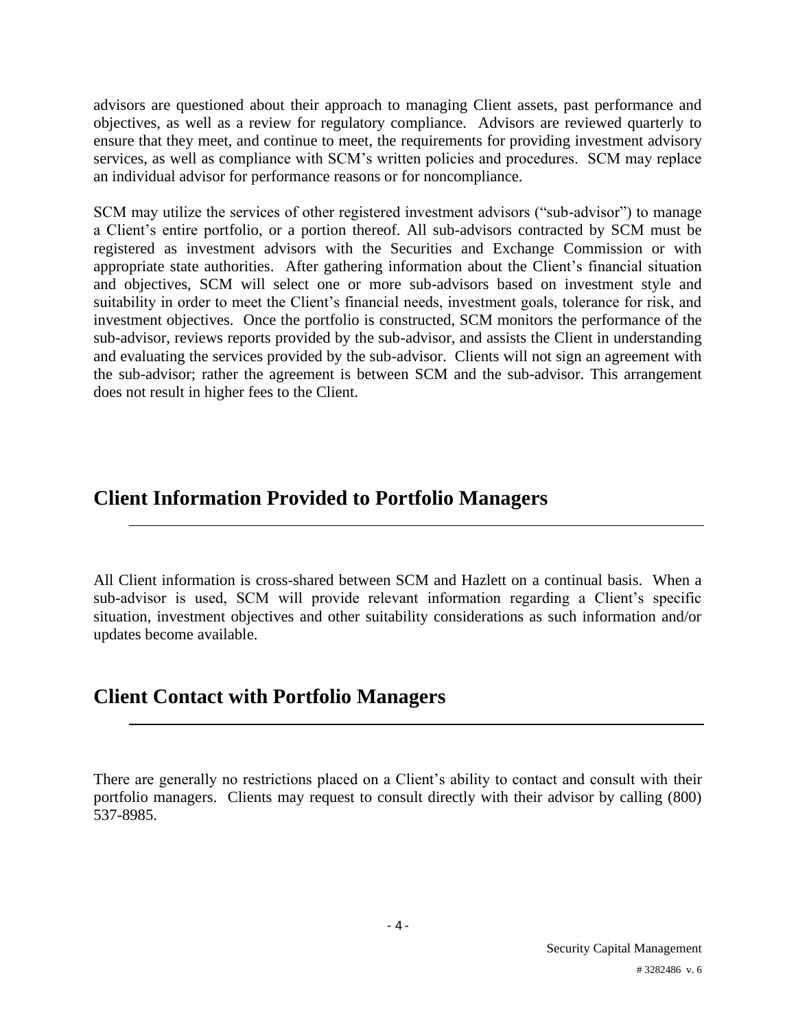advisors are questioned about their approach to managing Client assets, past performance and objectives, as well as a review for regulatory compliance. Advisors are reviewed quarterly to ensure that they meet, and continue to meet, the requirements for providing investment advisory services, as well as compliance with SCM's written policies and procedures. SCM may replace an individual advisor for performance reasons or for noncompliance.

SCM may utilize the services of other registered investment advisors ("sub-advisor") to manage a Client's entire portfolio, or a portion thereof. All sub-advisors contracted by SCM must be registered as investment advisors with the Securities and Exchange Commission or with appropriate state authorities. After gathering information about the Client's financial situation and objectives, SCM will select one or more sub-advisors based on investment style and suitability in order to meet the Client's financial needs, investment goals, tolerance for risk, and investment objectives. Once the portfolio is constructed, SCM monitors the performance of the sub-advisor, reviews reports provided by the sub-advisor, and assists the Client in understanding and evaluating the services provided by the sub-advisor. Clients will not sign an agreement with the sub-advisor; rather the agreement is between SCM and the sub-advisor. This arrangement does not result in higher fees to the Client.

## Client Information Provided to Portfolio Managers

All Client information is cross-shared between SCM and Hazlett on a continual basis. When a sub-advisor is used, SCM will provide relevant information regarding a Client's specific situation, investment objectives and other suitability considerations as such information and/or updates become available.

## Client Contact with Portfolio Managers

There are generally no restrictions placed on a Client's ability to contact and consult with their portfolio managers. Clients may request to consult directly with their advisor by calling (800) 537-8985.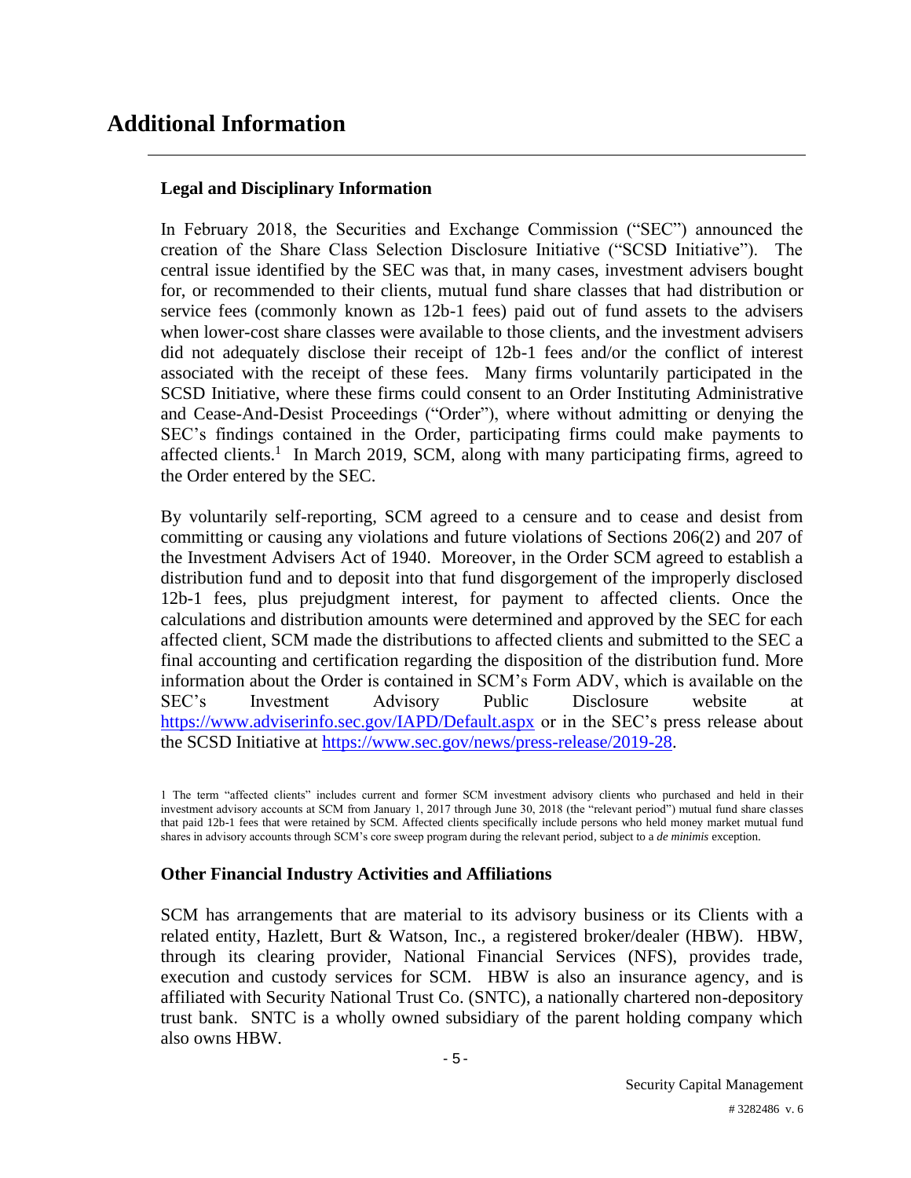# Additional Information

### Legal and Disciplinary Information

In February 2018, the Securities and Exchange Commission ("SEC") announced the creation of the Share Class Selection Disclosure Initiative ("SCSD Initiative"). The central issue identified by the SEC was that, in many cases, investment advisers bought for, or recommended to their clients, mutual fund share classes that had distribution or service fees (commonly known as 12b-1 fees) paid out of fund assets to the advisers when lower-cost share classes were available to those clients, and the investment advisers did not adequately disclose their receipt of 12b-1 fees and/or the conflict of interest associated with the receipt of these fees. Many firms voluntarily participated in the SCSD Initiative, where these firms could consent to an Order Instituting Administrative and Cease-And-Desist Proceedings ("Order"), where without admitting or denying the SEC's findings contained in the Order, participating firms could make payments to affected clients.[1] In March 2019, SCM, along with many participating firms, agreed to the Order entered by the SEC.

By voluntarily self-reporting, SCM agreed to a censure and to cease and desist from committing or causing any violations and future violations of Sections 206(2) and 207 of the Investment Advisers Act of 1940. Moreover, in the Order SCM agreed to establish a distribution fund and to deposit into that fund disgorgement of the improperly disclosed 12b-1 fees, plus prejudgment interest, for payment to affected clients. Once the calculations and distribution amounts were determined and approved by the SEC for each affected client, SCM made the distributions to affected clients and submitted to the SEC a final accounting and certification regarding the disposition of the distribution fund. More information about the Order is contained in SCM's Form ADV, which is available on the SEC's Investment Advisory Public Disclosure website at https://www.adviserinfo.sec.gov/IAPD/Default.aspx or in the SEC's press release about the SCSD Initiative at https://www.sec.gov/news/press-release/2019-28.

1 The term "affected clients" includes current and former SCM investment advisory clients who purchased and held in their investment advisory accounts at SCM from January 1, 2017 through June 30, 2018 (the "relevant period") mutual fund share classes that paid 12b-1 fees that were retained by SCM. Affected clients specifically include persons who held money market mutual fund shares in advisory accounts through SCM's core sweep program during the relevant period, subject to a *de minimis* exception.

### Other Financial Industry Activities and Affiliations

SCM has arrangements that are material to its advisory business or its Clients with a related entity, Hazlett, Burt & Watson, Inc., a registered broker/dealer (HBW). HBW, through its clearing provider, National Financial Services (NFS), provides trade, execution and custody services for SCM. HBW is also an insurance agency, and is affiliated with Security National Trust Co. (SNTC), a nationally chartered non-depository trust bank. SNTC is a wholly owned subsidiary of the parent holding company which also owns HBW.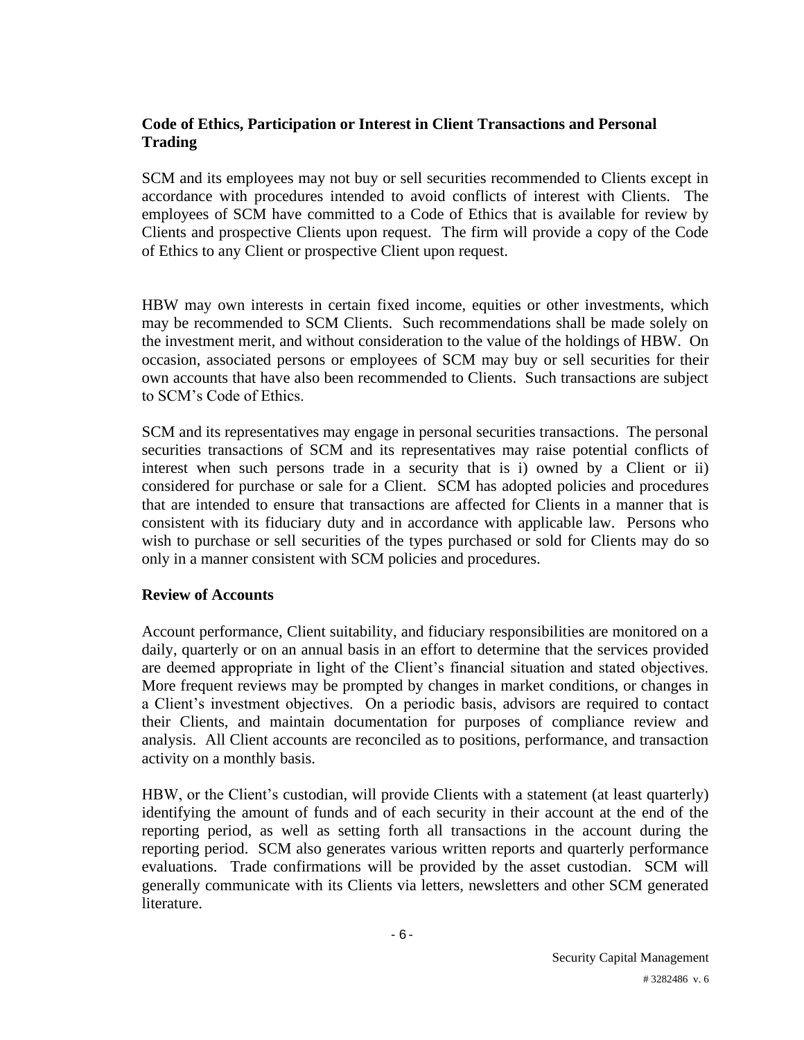## Code of Ethics, Participation or Interest in Client Transactions and Personal Trading

SCM and its employees may not buy or sell securities recommended to Clients except in accordance with procedures intended to avoid conflicts of interest with Clients. The employees of SCM have committed to a Code of Ethics that is available for review by Clients and prospective Clients upon request. The firm will provide a copy of the Code of Ethics to any Client or prospective Client upon request.

HBW may own interests in certain fixed income, equities or other investments, which may be recommended to SCM Clients. Such recommendations shall be made solely on the investment merit, and without consideration to the value of the holdings of HBW. On occasion, associated persons or employees of SCM may buy or sell securities for their own accounts that have also been recommended to Clients. Such transactions are subject to SCM's Code of Ethics.

SCM and its representatives may engage in personal securities transactions. The personal securities transactions of SCM and its representatives may raise potential conflicts of interest when such persons trade in a security that is i) owned by a Client or ii) considered for purchase or sale for a Client. SCM has adopted policies and procedures that are intended to ensure that transactions are affected for Clients in a manner that is consistent with its fiduciary duty and in accordance with applicable law. Persons who wish to purchase or sell securities of the types purchased or sold for Clients may do so only in a manner consistent with SCM policies and procedures.

## Review of Accounts

Account performance, Client suitability, and fiduciary responsibilities are monitored on a daily, quarterly or on an annual basis in an effort to determine that the services provided are deemed appropriate in light of the Client's financial situation and stated objectives. More frequent reviews may be prompted by changes in market conditions, or changes in a Client's investment objectives. On a periodic basis, advisors are required to contact their Clients, and maintain documentation for purposes of compliance review and analysis. All Client accounts are reconciled as to positions, performance, and transaction activity on a monthly basis.

HBW, or the Client's custodian, will provide Clients with a statement (at least quarterly) identifying the amount of funds and of each security in their account at the end of the reporting period, as well as setting forth all transactions in the account during the reporting period. SCM also generates various written reports and quarterly performance evaluations. Trade confirmations will be provided by the asset custodian. SCM will generally communicate with its Clients via letters, newsletters and other SCM generated literature.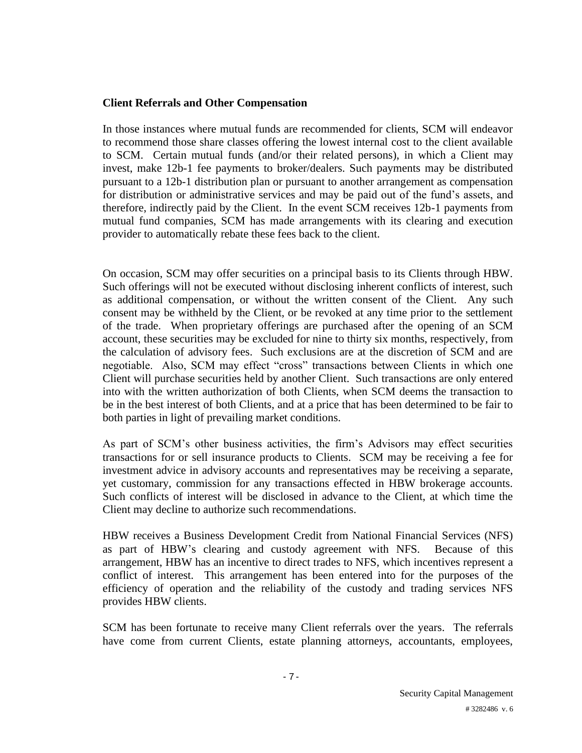**Client Referrals and Other Compensation**

In those instances where mutual funds are recommended for clients, SCM will endeavor to recommend those share classes offering the lowest internal cost to the client available to SCM. Certain mutual funds (and/or their related persons), in which a Client may invest, make 12b-1 fee payments to broker/dealers. Such payments may be distributed pursuant to a 12b-1 distribution plan or pursuant to another arrangement as compensation for distribution or administrative services and may be paid out of the fund's assets, and therefore, indirectly paid by the Client. In the event SCM receives 12b-1 payments from mutual fund companies, SCM has made arrangements with its clearing and execution provider to automatically rebate these fees back to the client.

On occasion, SCM may offer securities on a principal basis to its Clients through HBW. Such offerings will not be executed without disclosing inherent conflicts of interest, such as additional compensation, or without the written consent of the Client. Any such consent may be withheld by the Client, or be revoked at any time prior to the settlement of the trade. When proprietary offerings are purchased after the opening of an SCM account, these securities may be excluded for nine to thirty six months, respectively, from the calculation of advisory fees. Such exclusions are at the discretion of SCM and are negotiable. Also, SCM may effect "cross" transactions between Clients in which one Client will purchase securities held by another Client. Such transactions are only entered into with the written authorization of both Clients, when SCM deems the transaction to be in the best interest of both Clients, and at a price that has been determined to be fair to both parties in light of prevailing market conditions.

As part of SCM's other business activities, the firm's Advisors may effect securities transactions for or sell insurance products to Clients. SCM may be receiving a fee for investment advice in advisory accounts and representatives may be receiving a separate, yet customary, commission for any transactions effected in HBW brokerage accounts. Such conflicts of interest will be disclosed in advance to the Client, at which time the Client may decline to authorize such recommendations.

HBW receives a Business Development Credit from National Financial Services (NFS) as part of HBW's clearing and custody agreement with NFS. Because of this arrangement, HBW has an incentive to direct trades to NFS, which incentives represent a conflict of interest. This arrangement has been entered into for the purposes of the efficiency of operation and the reliability of the custody and trading services NFS provides HBW clients.

SCM has been fortunate to receive many Client referrals over the years. The referrals have come from current Clients, estate planning attorneys, accountants, employees,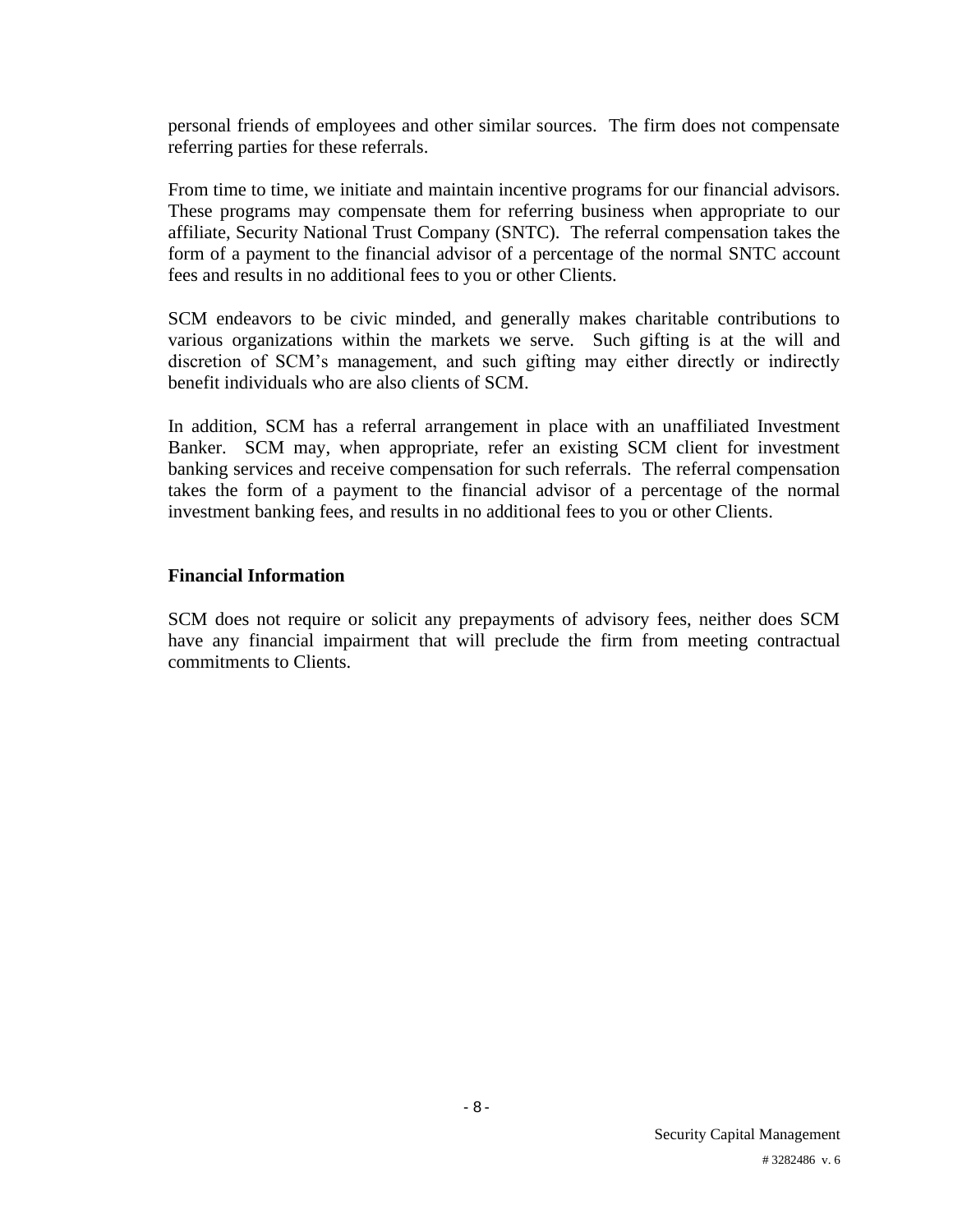personal friends of employees and other similar sources. The firm does not compensate referring parties for these referrals.

From time to time, we initiate and maintain incentive programs for our financial advisors. These programs may compensate them for referring business when appropriate to our affiliate, Security National Trust Company (SNTC). The referral compensation takes the form of a payment to the financial advisor of a percentage of the normal SNTC account fees and results in no additional fees to you or other Clients.

SCM endeavors to be civic minded, and generally makes charitable contributions to various organizations within the markets we serve. Such gifting is at the will and discretion of SCM's management, and such gifting may either directly or indirectly benefit individuals who are also clients of SCM.

In addition, SCM has a referral arrangement in place with an unaffiliated Investment Banker. SCM may, when appropriate, refer an existing SCM client for investment banking services and receive compensation for such referrals. The referral compensation takes the form of a payment to the financial advisor of a percentage of the normal investment banking fees, and results in no additional fees to you or other Clients.

## Financial Information

SCM does not require or solicit any prepayments of advisory fees, neither does SCM have any financial impairment that will preclude the firm from meeting contractual commitments to Clients.